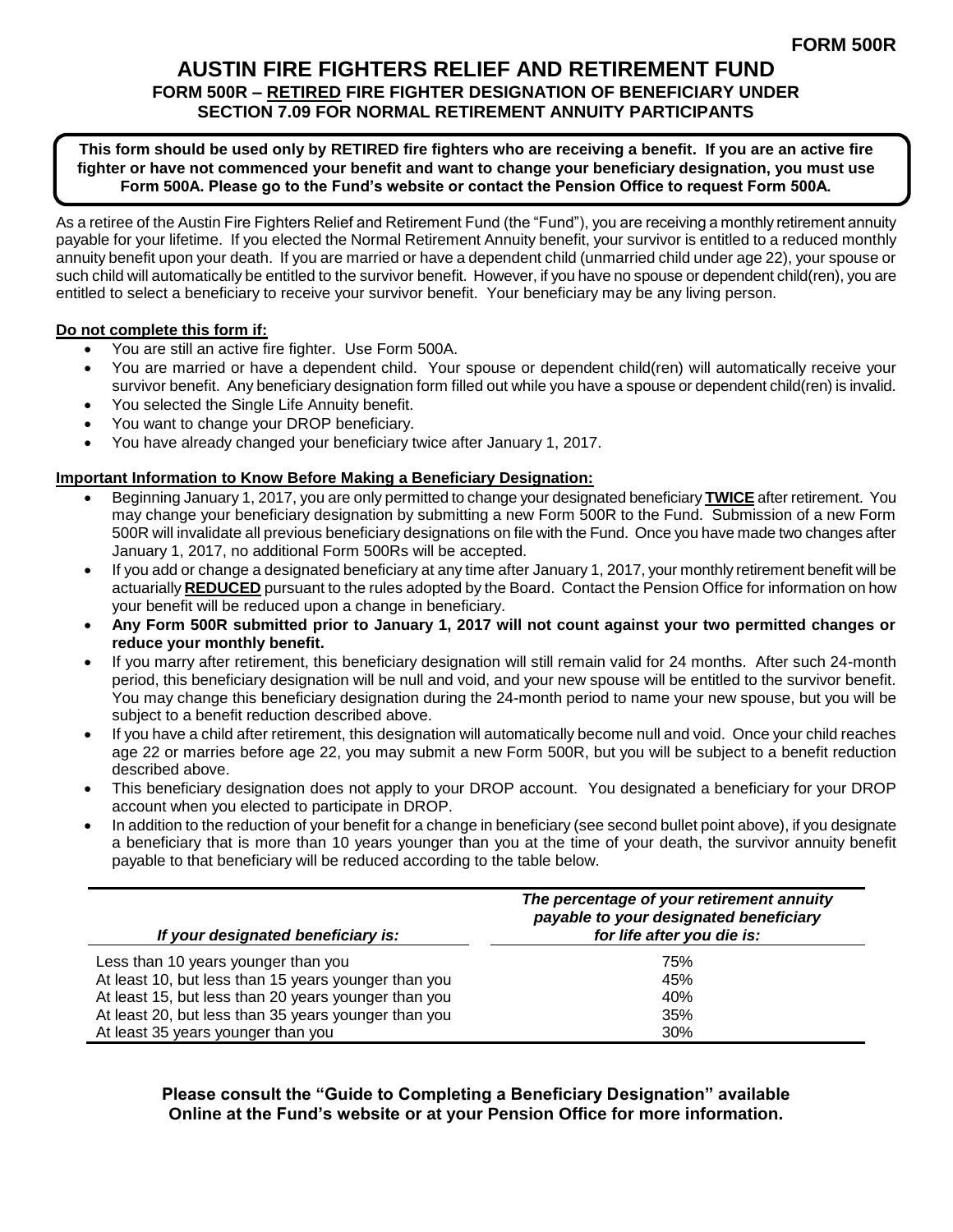**FORM 500R**

# AUSTIN FIRE FIGHTERS RELIEF AND RETIREMENT FUND

## FORM 500R – RETIRED FIRE FIGHTER DESIGNATION OF BENEFICIARY UNDER SECTION 7.09 FOR NORMAL RETIREMENT ANNUITY PARTICIPANTS

**This form should be used only by RETIRED fire fighters who are receiving a benefit. If you are an active fire fighter or have not commenced your benefit and want to change your beneficiary designation, you must use Form 500A. Please go to the Fund's website or contact the Pension Office to request Form 500A.**

As a retiree of the Austin Fire Fighters Relief and Retirement Fund (the "Fund"), you are receiving a monthly retirement annuity payable for your lifetime. If you elected the Normal Retirement Annuity benefit, your survivor is entitled to a reduced monthly annuity benefit upon your death. If you are married or have a dependent child (unmarried child under age 22), your spouse or such child will automatically be entitled to the survivor benefit. However, if you have no spouse or dependent child(ren), you are entitled to select a beneficiary to receive your survivor benefit. Your beneficiary may be any living person.

**Do not complete this form if:**

- You are still an active fire fighter. Use Form 500A.
- You are married or have a dependent child. Your spouse or dependent child(ren) will automatically receive your survivor benefit. Any beneficiary designation form filled out while you have a spouse or dependent child(ren) is invalid.
- You selected the Single Life Annuity benefit.
- You want to change your DROP beneficiary.
- You have already changed your beneficiary twice after January 1, 2017.

**Important Information to Know Before Making a Beneficiary Designation:**

- Beginning January 1, 2017, you are only permitted to change your designated beneficiary **TWICE** after retirement. You may change your beneficiary designation by submitting a new Form 500R to the Fund. Submission of a new Form 500R will invalidate all previous beneficiary designations on file with the Fund. Once you have made two changes after January 1, 2017, no additional Form 500Rs will be accepted.
- If you add or change a designated beneficiary at any time after January 1, 2017, your monthly retirement benefit will be actuarially **REDUCED** pursuant to the rules adopted by the Board. Contact the Pension Office for information on how your benefit will be reduced upon a change in beneficiary.
- **Any Form 500R submitted prior to January 1, 2017 will not count against your two permitted changes or reduce your monthly benefit.**
- If you marry after retirement, this beneficiary designation will still remain valid for 24 months. After such 24-month period, this beneficiary designation will be null and void, and your new spouse will be entitled to the survivor benefit. You may change this beneficiary designation during the 24-month period to name your new spouse, but you will be subject to a benefit reduction described above.
- If you have a child after retirement, this designation will automatically become null and void. Once your child reaches age 22 or marries before age 22, you may submit a new Form 500R, but you will be subject to a benefit reduction described above.
- This beneficiary designation does not apply to your DROP account. You designated a beneficiary for your DROP account when you elected to participate in DROP.
- In addition to the reduction of your benefit for a change in beneficiary (see second bullet point above), if you designate a beneficiary that is more than 10 years younger than you at the time of your death, the survivor annuity benefit payable to that beneficiary will be reduced according to the table below.

| *If your designated beneficiary is:* | *The percentage of your retirement annuity payable to your designated beneficiary for life after you die is:* |
|---|---|
| Less than 10 years younger than you | 75% |
| At least 10, but less than 15 years younger than you | 45% |
| At least 15, but less than 20 years younger than you | 40% |
| At least 20, but less than 35 years younger than you | 35% |
| At least 35 years younger than you | 30% |

**Please consult the "Guide to Completing a Beneficiary Designation" available Online at the Fund's website or at your Pension Office for more information.**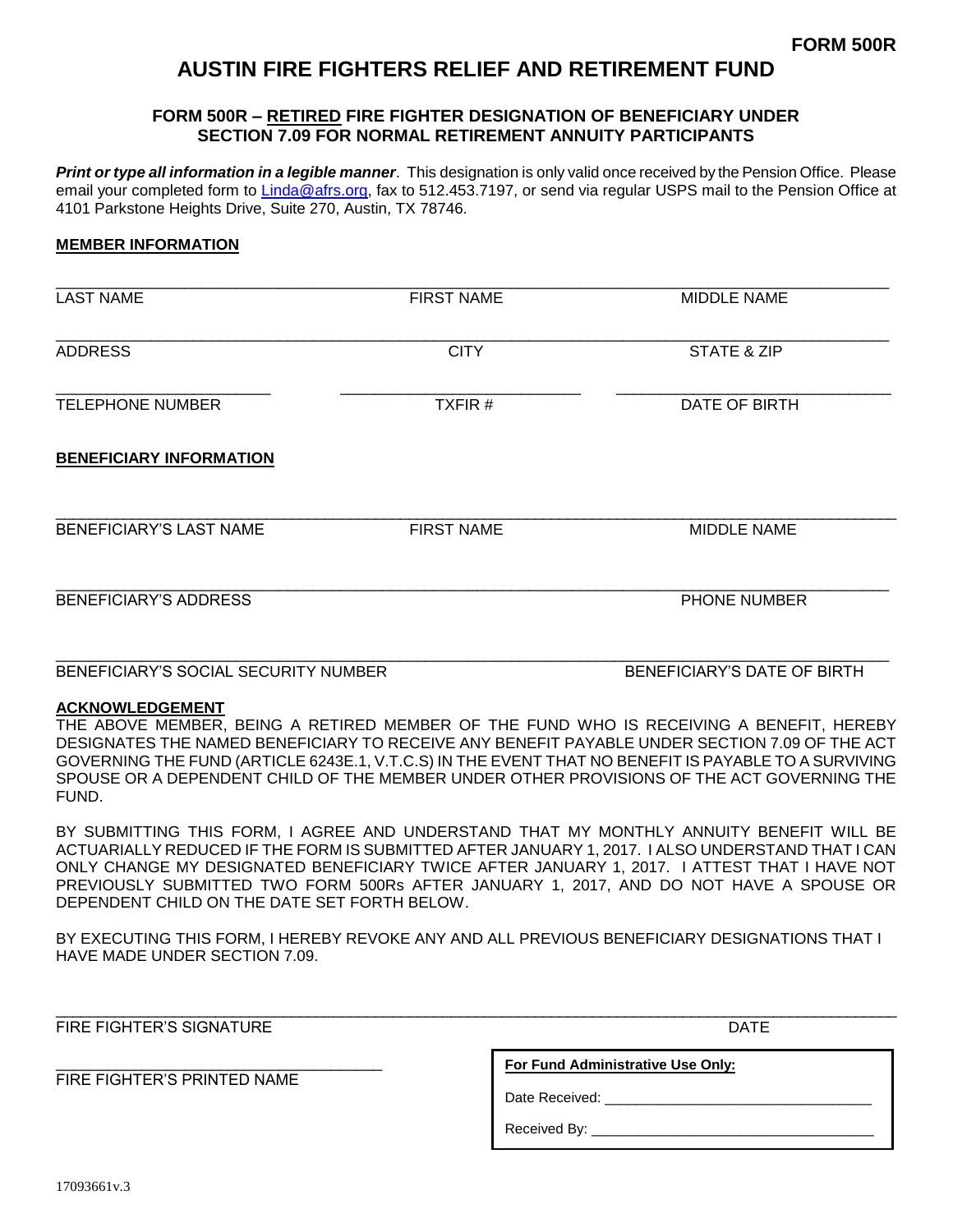FORM 500R

# AUSTIN FIRE FIGHTERS RELIEF AND RETIREMENT FUND

### FORM 500R – RETIRED FIRE FIGHTER DESIGNATION OF BENEFICIARY UNDER SECTION 7.09 FOR NORMAL RETIREMENT ANNUITY PARTICIPANTS

***Print or type all information in a legible manner***. This designation is only valid once received by the Pension Office. Please email your completed form to Linda@afrs.org, fax to 512.453.7197, or send via regular USPS mail to the Pension Office at 4101 Parkstone Heights Drive, Suite 270, Austin, TX 78746.

**MEMBER INFORMATION**

| | | |
|---|---|---|
| \_\_\_\_\_\_\_\_\_\_\_\_\_\_\_\_ | \_\_\_\_\_\_\_\_\_\_\_\_\_\_\_\_ | \_\_\_\_\_\_\_\_\_\_\_\_\_\_\_\_ |
| LAST NAME | FIRST NAME | MIDDLE NAME |
| \_\_\_\_\_\_\_\_\_\_\_\_\_\_\_\_ | \_\_\_\_\_\_\_\_\_\_\_\_\_\_\_\_ | \_\_\_\_\_\_\_\_\_\_\_\_\_\_\_\_ |
| ADDRESS | CITY | STATE & ZIP |
| \_\_\_\_\_\_\_\_\_\_\_\_\_\_\_\_ | \_\_\_\_\_\_\_\_\_\_\_\_\_\_\_\_ | \_\_\_\_\_\_\_\_\_\_\_\_\_\_\_\_ |
| TELEPHONE NUMBER | TXFIR # | DATE OF BIRTH |

**BENEFICIARY INFORMATION**

| | | |
|---|---|---|
| \_\_\_\_\_\_\_\_\_\_\_\_\_\_\_\_ | \_\_\_\_\_\_\_\_\_\_\_\_\_\_\_\_ | \_\_\_\_\_\_\_\_\_\_\_\_\_\_\_\_ |
| BENEFICIARY'S LAST NAME | FIRST NAME | MIDDLE NAME |
| \_\_\_\_\_\_\_\_\_\_\_\_\_\_\_\_ | | \_\_\_\_\_\_\_\_\_\_\_\_\_\_\_\_ |
| BENEFICIARY'S ADDRESS | | PHONE NUMBER |
| \_\_\_\_\_\_\_\_\_\_\_\_\_\_\_\_ | | \_\_\_\_\_\_\_\_\_\_\_\_\_\_\_\_ |
| BENEFICIARY'S SOCIAL SECURITY NUMBER | | BENEFICIARY'S DATE OF BIRTH |

**ACKNOWLEDGEMENT**

THE ABOVE MEMBER, BEING A RETIRED MEMBER OF THE FUND WHO IS RECEIVING A BENEFIT, HEREBY DESIGNATES THE NAMED BENEFICIARY TO RECEIVE ANY BENEFIT PAYABLE UNDER SECTION 7.09 OF THE ACT GOVERNING THE FUND (ARTICLE 6243E.1, V.T.C.S) IN THE EVENT THAT NO BENEFIT IS PAYABLE TO A SURVIVING SPOUSE OR A DEPENDENT CHILD OF THE MEMBER UNDER OTHER PROVISIONS OF THE ACT GOVERNING THE FUND.

BY SUBMITTING THIS FORM, I AGREE AND UNDERSTAND THAT MY MONTHLY ANNUITY BENEFIT WILL BE ACTUARIALLY REDUCED IF THE FORM IS SUBMITTED AFTER JANUARY 1, 2017. I ALSO UNDERSTAND THAT I CAN ONLY CHANGE MY DESIGNATED BENEFICIARY TWICE AFTER JANUARY 1, 2017. I ATTEST THAT I HAVE NOT PREVIOUSLY SUBMITTED TWO FORM 500Rs AFTER JANUARY 1, 2017, AND DO NOT HAVE A SPOUSE OR DEPENDENT CHILD ON THE DATE SET FORTH BELOW.

BY EXECUTING THIS FORM, I HEREBY REVOKE ANY AND ALL PREVIOUS BENEFICIARY DESIGNATIONS THAT I HAVE MADE UNDER SECTION 7.09.

\_\_\_\_\_\_\_\_\_\_\_\_\_\_\_\_\_\_\_\_\_\_\_\_\_\_\_\_\_\_\_\_\_\_\_\_\_\_\_\_\_\_\_\_\_\_\_\_\_\_\_\_\_\_\_\_\_\_\_\_\_\_\_\_\_\_\_\_\_\_

FIRE FIGHTER'S SIGNATURE DATE

\_\_\_\_\_\_\_\_\_\_\_\_\_\_\_\_\_\_\_\_\_\_\_\_\_\_\_\_\_\_\_\_\_\_\_\_

FIRE FIGHTER'S PRINTED NAME

**For Fund Administrative Use Only:**

Date Received: \_\_\_\_\_\_\_\_\_\_\_\_\_\_\_\_\_\_\_\_\_\_\_\_\_\_\_\_\_\_

Received By: \_\_\_\_\_\_\_\_\_\_\_\_\_\_\_\_\_\_\_\_\_\_\_\_\_\_\_\_\_\_

17093661v.3